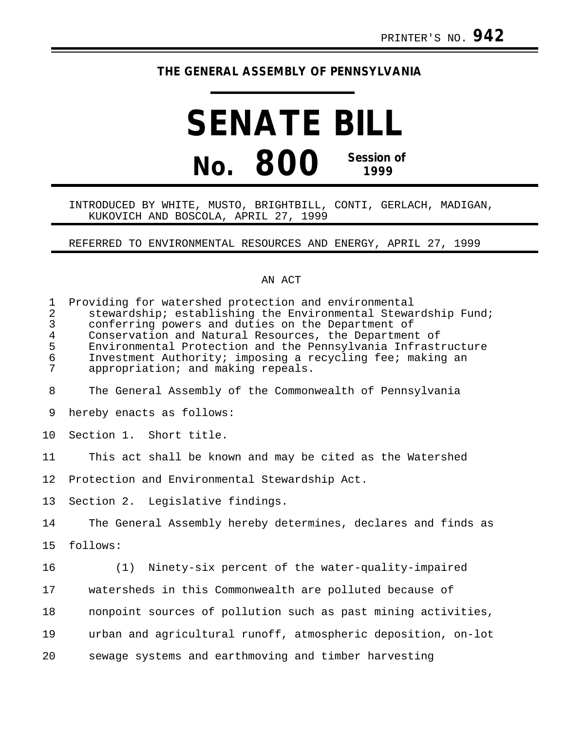PRINTER'S NO. **942**

**THE GENERAL ASSEMBLY OF PENNSYLVANIA**

# SENATE BILL

# No. 800 Session of 1999

INTRODUCED BY WHITE, MUSTO, BRIGHTBILL, CONTI, GERLACH, MADIGAN, KUKOVICH AND BOSCOLA, APRIL 27, 1999

REFERRED TO ENVIRONMENTAL RESOURCES AND ENERGY, APRIL 27, 1999

AN ACT

Providing for watershed protection and environmental stewardship; establishing the Environmental Stewardship Fund; conferring powers and duties on the Department of Conservation and Natural Resources, the Department of Environmental Protection and the Pennsylvania Infrastructure Investment Authority; imposing a recycling fee; making an appropriation; and making repeals.

The General Assembly of the Commonwealth of Pennsylvania hereby enacts as follows:

Section 1. Short title.

This act shall be known and may be cited as the Watershed Protection and Environmental Stewardship Act.

Section 2. Legislative findings.

The General Assembly hereby determines, declares and finds as follows:

(1) Ninety-six percent of the water-quality-impaired watersheds in this Commonwealth are polluted because of nonpoint sources of pollution such as past mining activities, urban and agricultural runoff, atmospheric deposition, on-lot sewage systems and earthmoving and timber harvesting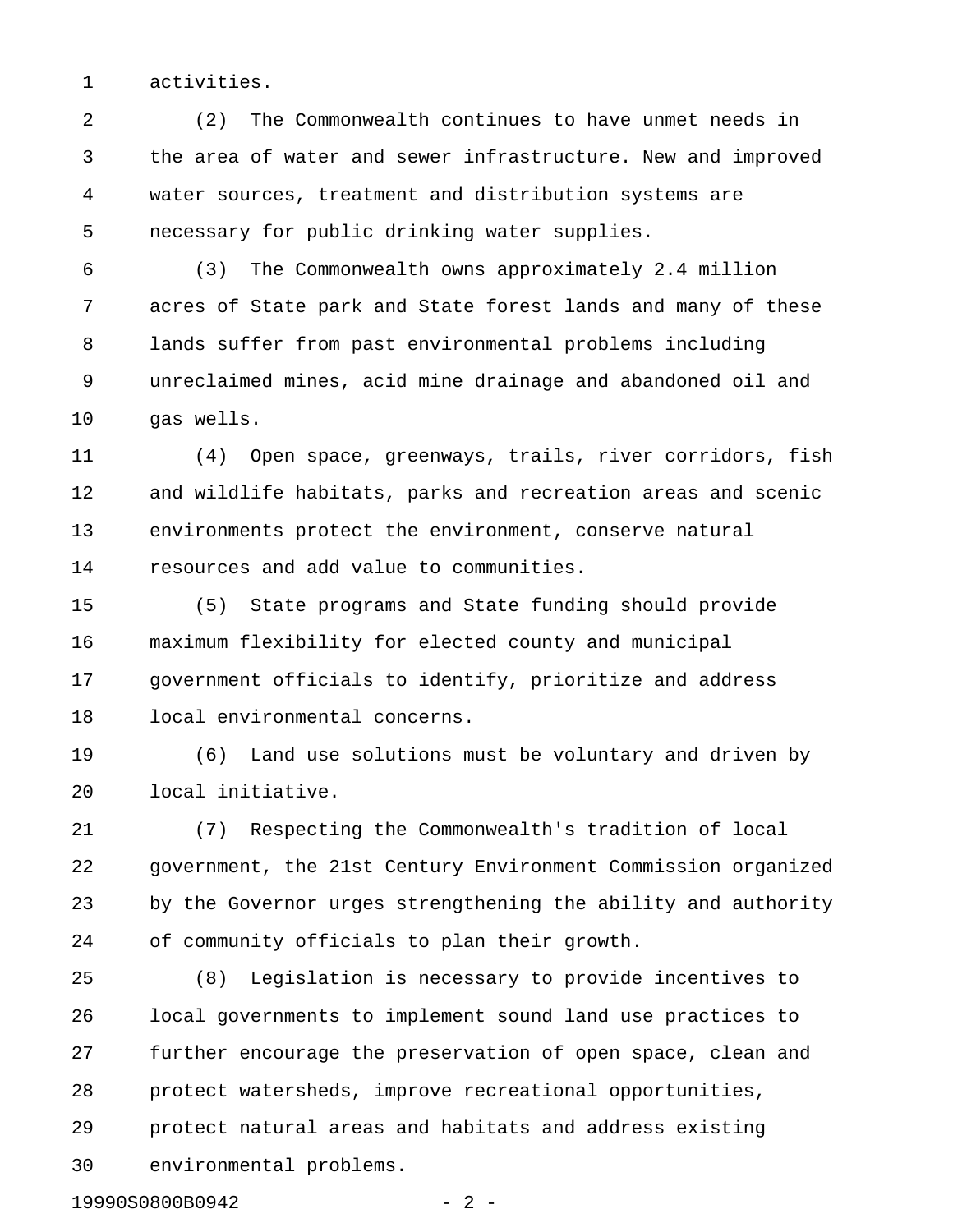activities.

(2) The Commonwealth continues to have unmet needs in the area of water and sewer infrastructure. New and improved water sources, treatment and distribution systems are necessary for public drinking water supplies.

(3) The Commonwealth owns approximately 2.4 million acres of State park and State forest lands and many of these lands suffer from past environmental problems including unreclaimed mines, acid mine drainage and abandoned oil and gas wells.

(4) Open space, greenways, trails, river corridors, fish and wildlife habitats, parks and recreation areas and scenic environments protect the environment, conserve natural resources and add value to communities.

(5) State programs and State funding should provide maximum flexibility for elected county and municipal government officials to identify, prioritize and address local environmental concerns.

(6) Land use solutions must be voluntary and driven by local initiative.

(7) Respecting the Commonwealth's tradition of local government, the 21st Century Environment Commission organized by the Governor urges strengthening the ability and authority of community officials to plan their growth.

(8) Legislation is necessary to provide incentives to local governments to implement sound land use practices to further encourage the preservation of open space, clean and protect watersheds, improve recreational opportunities, protect natural areas and habitats and address existing environmental problems.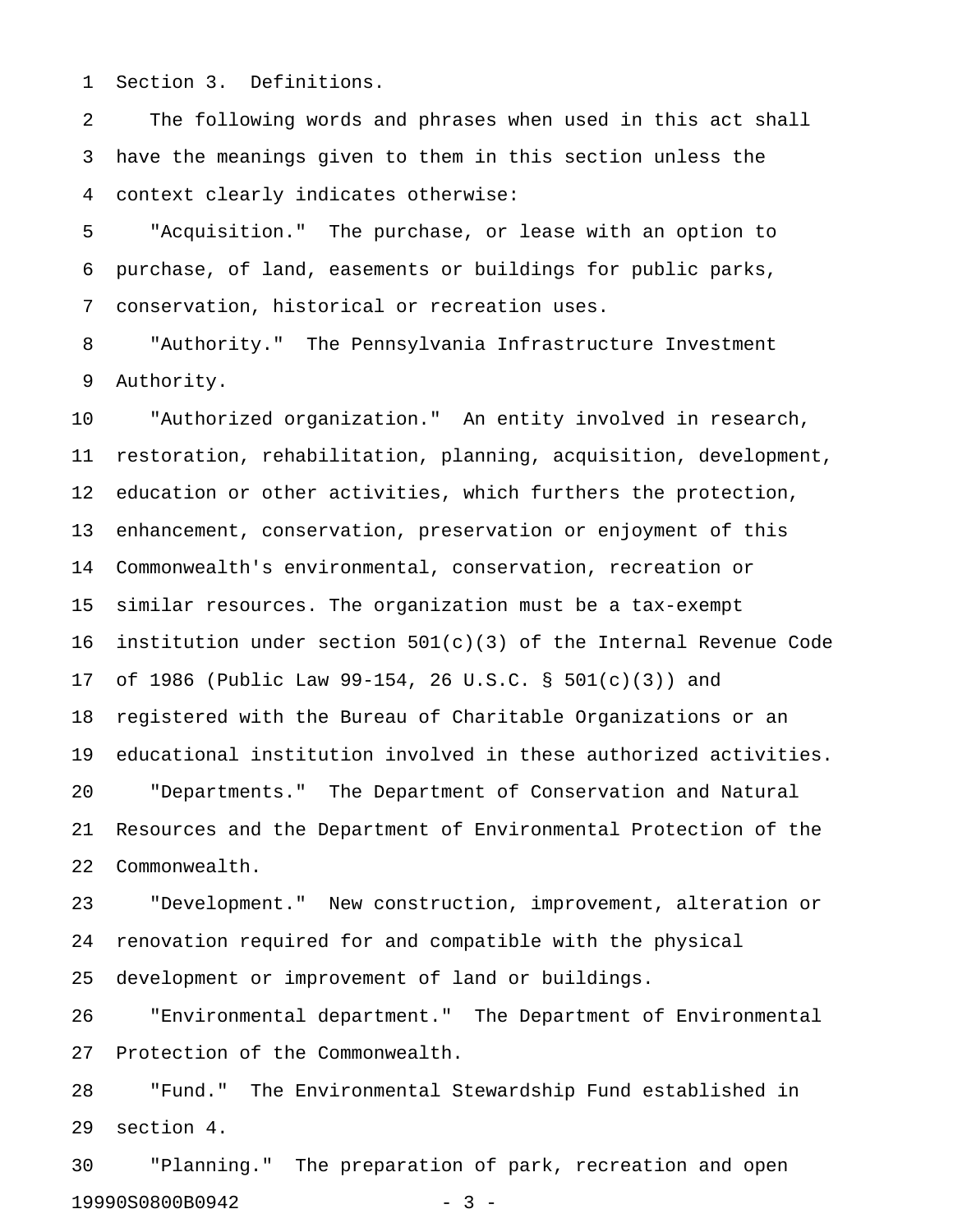Section 3. Definitions.

The following words and phrases when used in this act shall have the meanings given to them in this section unless the context clearly indicates otherwise:

"Acquisition." The purchase, or lease with an option to purchase, of land, easements or buildings for public parks, conservation, historical or recreation uses.

"Authority." The Pennsylvania Infrastructure Investment Authority.

"Authorized organization." An entity involved in research, restoration, rehabilitation, planning, acquisition, development, education or other activities, which furthers the protection, enhancement, conservation, preservation or enjoyment of this Commonwealth's environmental, conservation, recreation or similar resources. The organization must be a tax-exempt institution under section 501(c)(3) of the Internal Revenue Code of 1986 (Public Law 99-154, 26 U.S.C. § 501(c)(3)) and registered with the Bureau of Charitable Organizations or an educational institution involved in these authorized activities.

"Departments." The Department of Conservation and Natural Resources and the Department of Environmental Protection of the Commonwealth.

"Development." New construction, improvement, alteration or renovation required for and compatible with the physical development or improvement of land or buildings.

"Environmental department." The Department of Environmental Protection of the Commonwealth.

"Fund." The Environmental Stewardship Fund established in section 4.

"Planning." The preparation of park, recreation and open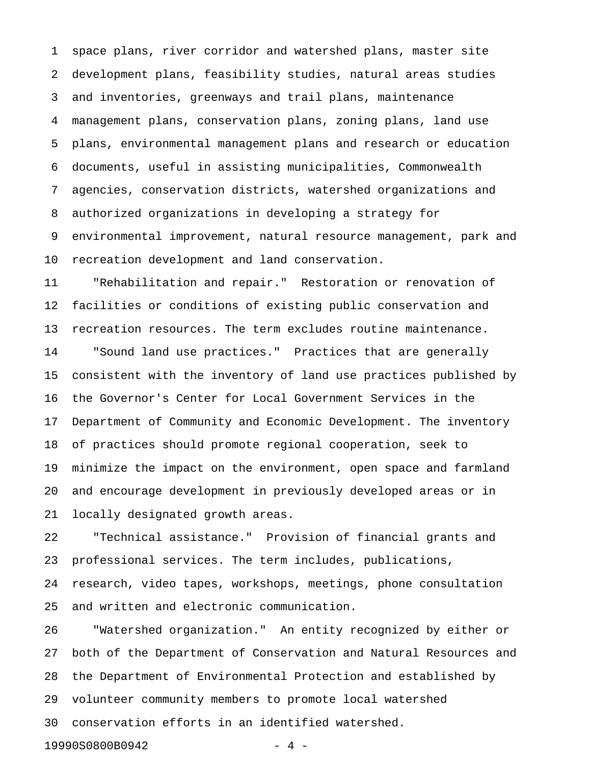space plans, river corridor and watershed plans, master site development plans, feasibility studies, natural areas studies and inventories, greenways and trail plans, maintenance management plans, conservation plans, zoning plans, land use plans, environmental management plans and research or education documents, useful in assisting municipalities, Commonwealth agencies, conservation districts, watershed organizations and authorized organizations in developing a strategy for environmental improvement, natural resource management, park and recreation development and land conservation.

"Rehabilitation and repair." Restoration or renovation of facilities or conditions of existing public conservation and recreation resources. The term excludes routine maintenance.

"Sound land use practices." Practices that are generally consistent with the inventory of land use practices published by the Governor's Center for Local Government Services in the Department of Community and Economic Development. The inventory of practices should promote regional cooperation, seek to minimize the impact on the environment, open space and farmland and encourage development in previously developed areas or in locally designated growth areas.

"Technical assistance." Provision of financial grants and professional services. The term includes, publications, research, video tapes, workshops, meetings, phone consultation and written and electronic communication.

"Watershed organization." An entity recognized by either or both of the Department of Conservation and Natural Resources and the Department of Environmental Protection and established by volunteer community members to promote local watershed conservation efforts in an identified watershed.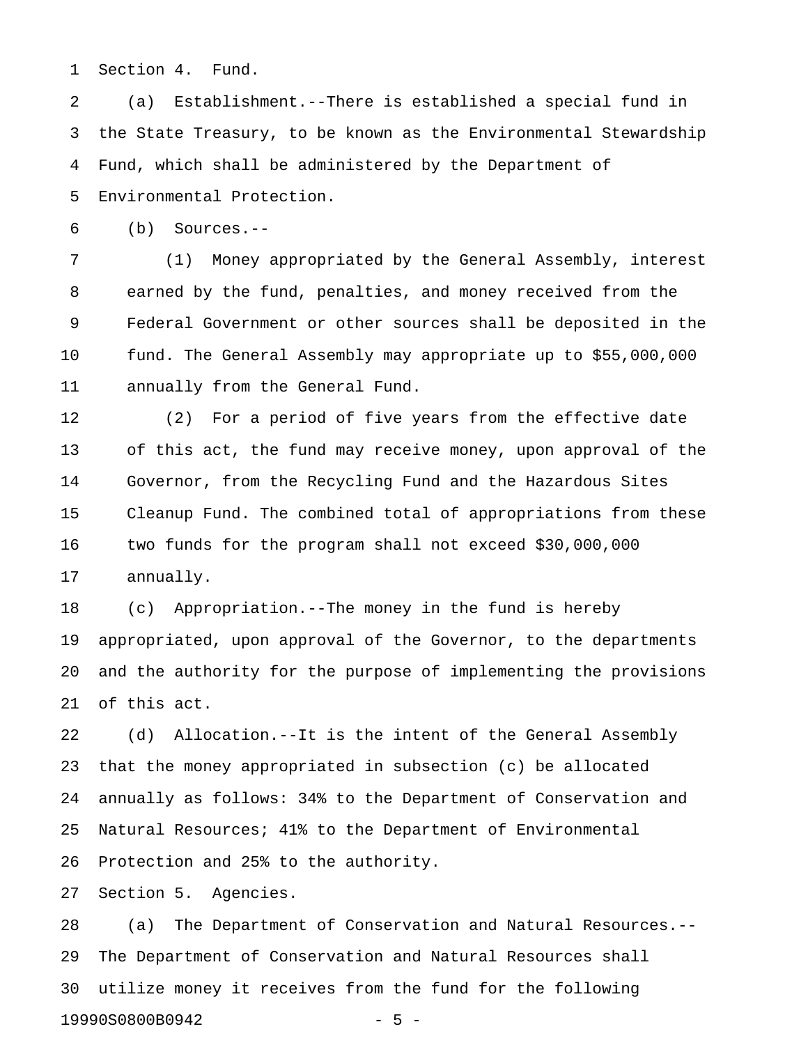Section 4. Fund.

(a) Establishment.--There is established a special fund in the State Treasury, to be known as the Environmental Stewardship Fund, which shall be administered by the Department of Environmental Protection.

(b) Sources.--

(1) Money appropriated by the General Assembly, interest earned by the fund, penalties, and money received from the Federal Government or other sources shall be deposited in the fund. The General Assembly may appropriate up to $55,000,000 annually from the General Fund.

(2) For a period of five years from the effective date of this act, the fund may receive money, upon approval of the Governor, from the Recycling Fund and the Hazardous Sites Cleanup Fund. The combined total of appropriations from these two funds for the program shall not exceed $30,000,000 annually.

(c) Appropriation.--The money in the fund is hereby appropriated, upon approval of the Governor, to the departments and the authority for the purpose of implementing the provisions of this act.

(d) Allocation.--It is the intent of the General Assembly that the money appropriated in subsection (c) be allocated annually as follows: 34% to the Department of Conservation and Natural Resources; 41% to the Department of Environmental Protection and 25% to the authority.

Section 5. Agencies.

(a) The Department of Conservation and Natural Resources.--The Department of Conservation and Natural Resources shall utilize money it receives from the fund for the following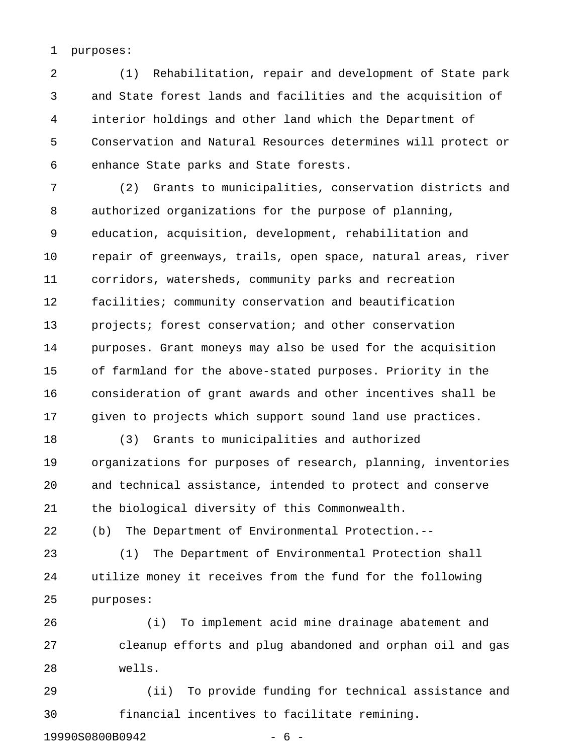purposes:

(1) Rehabilitation, repair and development of State park and State forest lands and facilities and the acquisition of interior holdings and other land which the Department of Conservation and Natural Resources determines will protect or enhance State parks and State forests.

(2) Grants to municipalities, conservation districts and authorized organizations for the purpose of planning, education, acquisition, development, rehabilitation and repair of greenways, trails, open space, natural areas, river corridors, watersheds, community parks and recreation facilities; community conservation and beautification projects; forest conservation; and other conservation purposes. Grant moneys may also be used for the acquisition of farmland for the above-stated purposes. Priority in the consideration of grant awards and other incentives shall be given to projects which support sound land use practices.

(3) Grants to municipalities and authorized organizations for purposes of research, planning, inventories and technical assistance, intended to protect and conserve the biological diversity of this Commonwealth.

(b) The Department of Environmental Protection.--

(1) The Department of Environmental Protection shall utilize money it receives from the fund for the following purposes:

(i) To implement acid mine drainage abatement and cleanup efforts and plug abandoned and orphan oil and gas wells.

(ii) To provide funding for technical assistance and financial incentives to facilitate remining.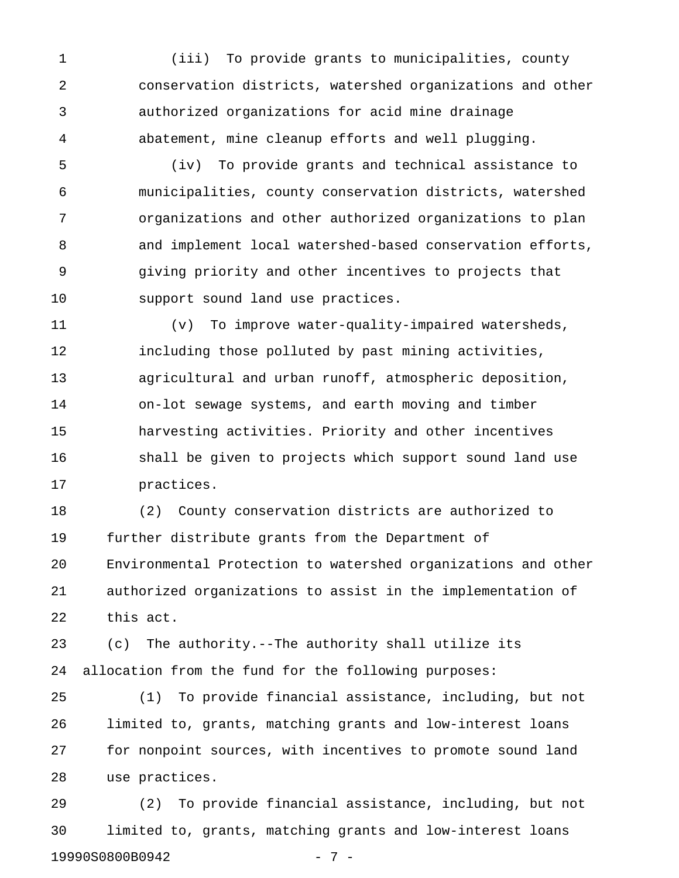(iii) To provide grants to municipalities, county conservation districts, watershed organizations and other authorized organizations for acid mine drainage abatement, mine cleanup efforts and well plugging.

(iv) To provide grants and technical assistance to municipalities, county conservation districts, watershed organizations and other authorized organizations to plan and implement local watershed-based conservation efforts, giving priority and other incentives to projects that support sound land use practices.

(v) To improve water-quality-impaired watersheds, including those polluted by past mining activities, agricultural and urban runoff, atmospheric deposition, on-lot sewage systems, and earth moving and timber harvesting activities. Priority and other incentives shall be given to projects which support sound land use practices.

(2) County conservation districts are authorized to further distribute grants from the Department of Environmental Protection to watershed organizations and other authorized organizations to assist in the implementation of this act.

(c) The authority.--The authority shall utilize its allocation from the fund for the following purposes:

(1) To provide financial assistance, including, but not limited to, grants, matching grants and low-interest loans for nonpoint sources, with incentives to promote sound land use practices.

(2) To provide financial assistance, including, but not limited to, grants, matching grants and low-interest loans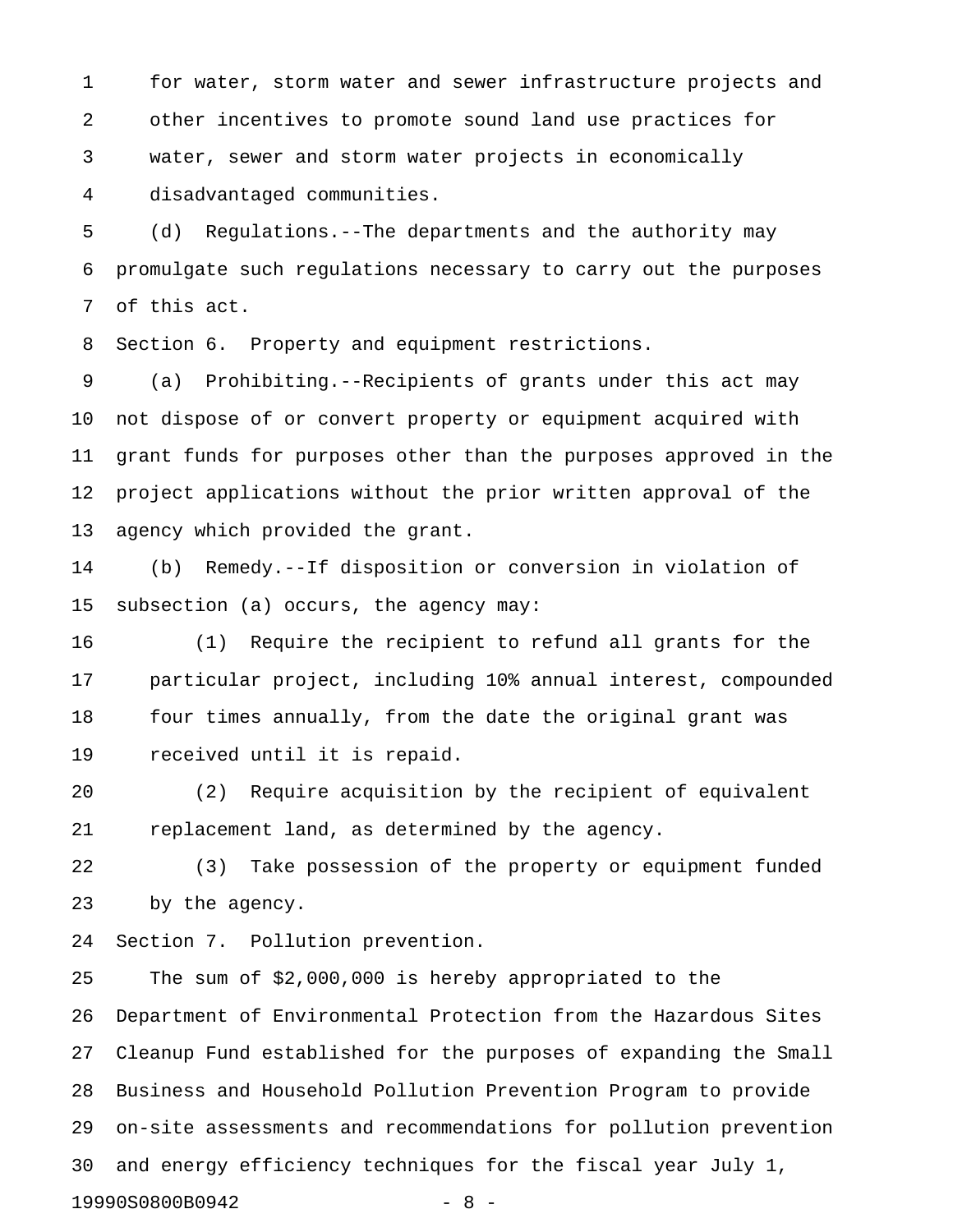for water, storm water and sewer infrastructure projects and other incentives to promote sound land use practices for water, sewer and storm water projects in economically disadvantaged communities.

(d) Regulations.--The departments and the authority may promulgate such regulations necessary to carry out the purposes of this act.

Section 6. Property and equipment restrictions.

(a) Prohibiting.--Recipients of grants under this act may not dispose of or convert property or equipment acquired with grant funds for purposes other than the purposes approved in the project applications without the prior written approval of the agency which provided the grant.

(b) Remedy.--If disposition or conversion in violation of subsection (a) occurs, the agency may:

(1) Require the recipient to refund all grants for the particular project, including 10% annual interest, compounded four times annually, from the date the original grant was received until it is repaid.

(2) Require acquisition by the recipient of equivalent replacement land, as determined by the agency.

(3) Take possession of the property or equipment funded by the agency.

Section 7. Pollution prevention.

The sum of $2,000,000 is hereby appropriated to the Department of Environmental Protection from the Hazardous Sites Cleanup Fund established for the purposes of expanding the Small Business and Household Pollution Prevention Program to provide on-site assessments and recommendations for pollution prevention and energy efficiency techniques for the fiscal year July 1,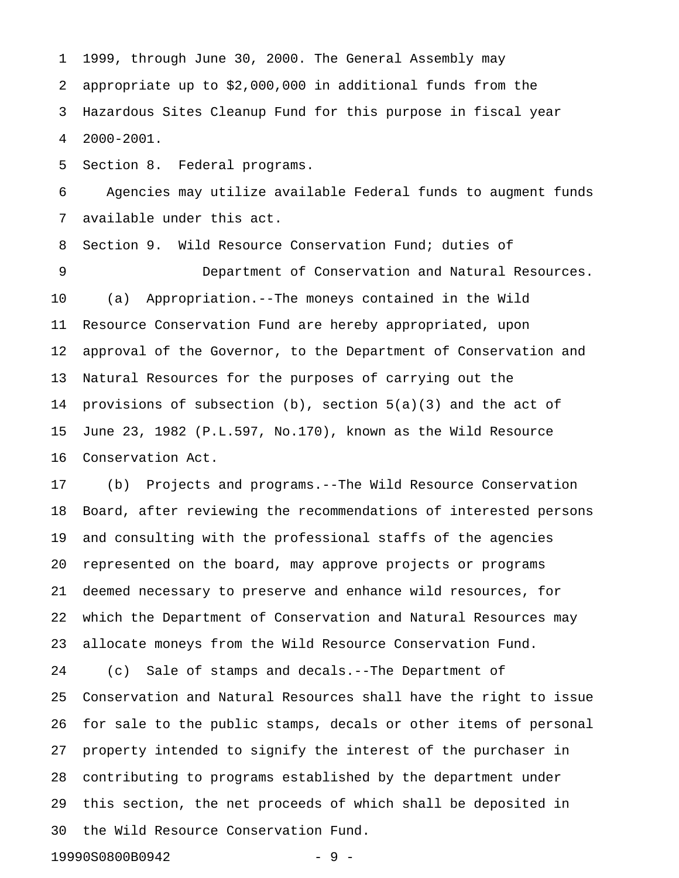1999, through June 30, 2000. The General Assembly may appropriate up to $2,000,000 in additional funds from the Hazardous Sites Cleanup Fund for this purpose in fiscal year 2000-2001.

Section 8. Federal programs.

Agencies may utilize available Federal funds to augment funds available under this act.

Section 9. Wild Resource Conservation Fund; duties of Department of Conservation and Natural Resources.

(a) Appropriation.--The moneys contained in the Wild Resource Conservation Fund are hereby appropriated, upon approval of the Governor, to the Department of Conservation and Natural Resources for the purposes of carrying out the provisions of subsection (b), section 5(a)(3) and the act of June 23, 1982 (P.L.597, No.170), known as the Wild Resource Conservation Act.

(b) Projects and programs.--The Wild Resource Conservation Board, after reviewing the recommendations of interested persons and consulting with the professional staffs of the agencies represented on the board, may approve projects or programs deemed necessary to preserve and enhance wild resources, for which the Department of Conservation and Natural Resources may allocate moneys from the Wild Resource Conservation Fund.

(c) Sale of stamps and decals.--The Department of Conservation and Natural Resources shall have the right to issue for sale to the public stamps, decals or other items of personal property intended to signify the interest of the purchaser in contributing to programs established by the department under this section, the net proceeds of which shall be deposited in the Wild Resource Conservation Fund.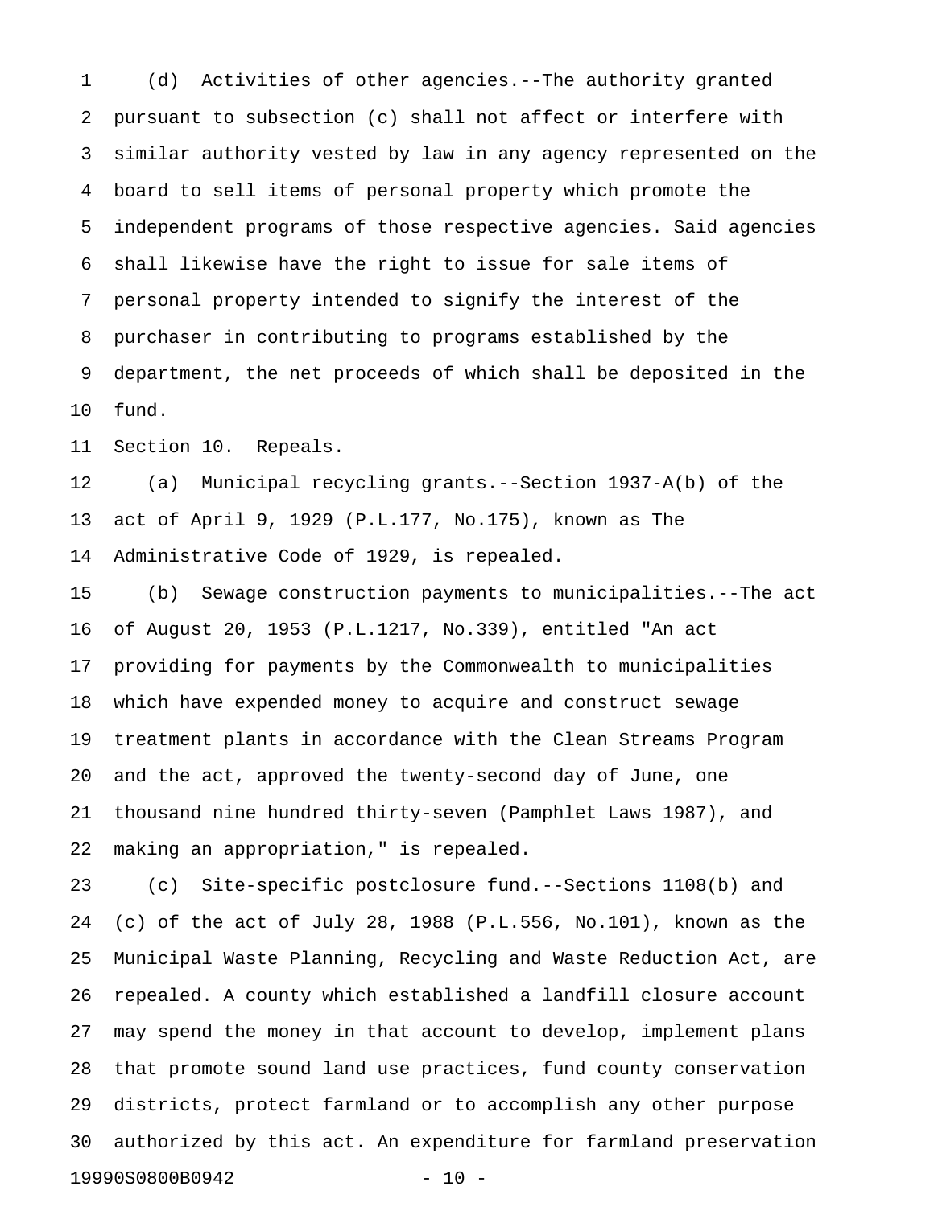(d) Activities of other agencies.--The authority granted pursuant to subsection (c) shall not affect or interfere with similar authority vested by law in any agency represented on the board to sell items of personal property which promote the independent programs of those respective agencies. Said agencies shall likewise have the right to issue for sale items of personal property intended to signify the interest of the purchaser in contributing to programs established by the department, the net proceeds of which shall be deposited in the fund.

Section 10. Repeals.

(a) Municipal recycling grants.--Section 1937-A(b) of the act of April 9, 1929 (P.L.177, No.175), known as The Administrative Code of 1929, is repealed.

(b) Sewage construction payments to municipalities.--The act of August 20, 1953 (P.L.1217, No.339), entitled "An act providing for payments by the Commonwealth to municipalities which have expended money to acquire and construct sewage treatment plants in accordance with the Clean Streams Program and the act, approved the twenty-second day of June, one thousand nine hundred thirty-seven (Pamphlet Laws 1987), and making an appropriation," is repealed.

(c) Site-specific postclosure fund.--Sections 1108(b) and (c) of the act of July 28, 1988 (P.L.556, No.101), known as the Municipal Waste Planning, Recycling and Waste Reduction Act, are repealed. A county which established a landfill closure account may spend the money in that account to develop, implement plans that promote sound land use practices, fund county conservation districts, protect farmland or to accomplish any other purpose authorized by this act. An expenditure for farmland preservation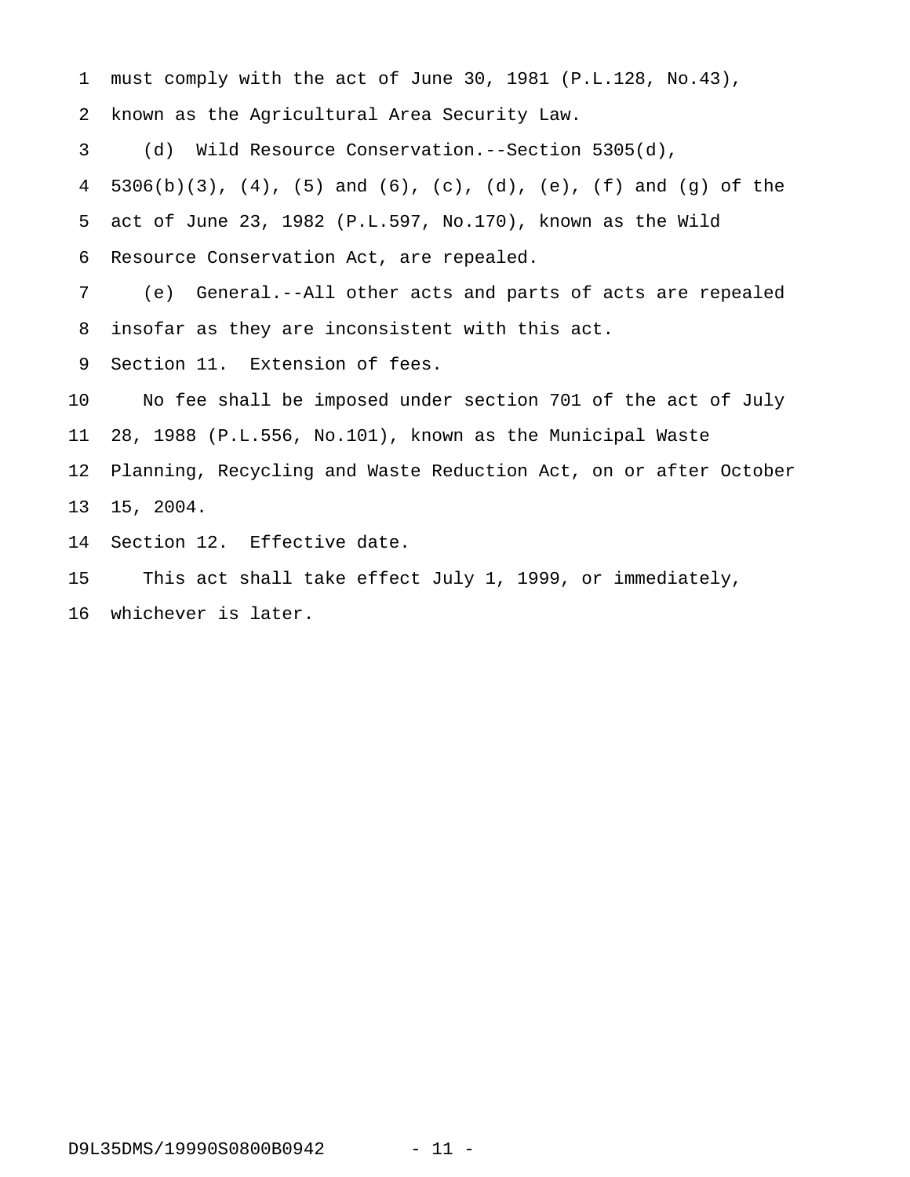must comply with the act of June 30, 1981 (P.L.128, No.43), known as the Agricultural Area Security Law.

(d) Wild Resource Conservation.--Section 5305(d), 5306(b)(3), (4), (5) and (6), (c), (d), (e), (f) and (g) of the act of June 23, 1982 (P.L.597, No.170), known as the Wild Resource Conservation Act, are repealed.

(e) General.--All other acts and parts of acts are repealed insofar as they are inconsistent with this act.

Section 11. Extension of fees.

No fee shall be imposed under section 701 of the act of July 28, 1988 (P.L.556, No.101), known as the Municipal Waste Planning, Recycling and Waste Reduction Act, on or after October 15, 2004.

Section 12. Effective date.

This act shall take effect July 1, 1999, or immediately, whichever is later.

D9L35DMS/19990S0800B0942